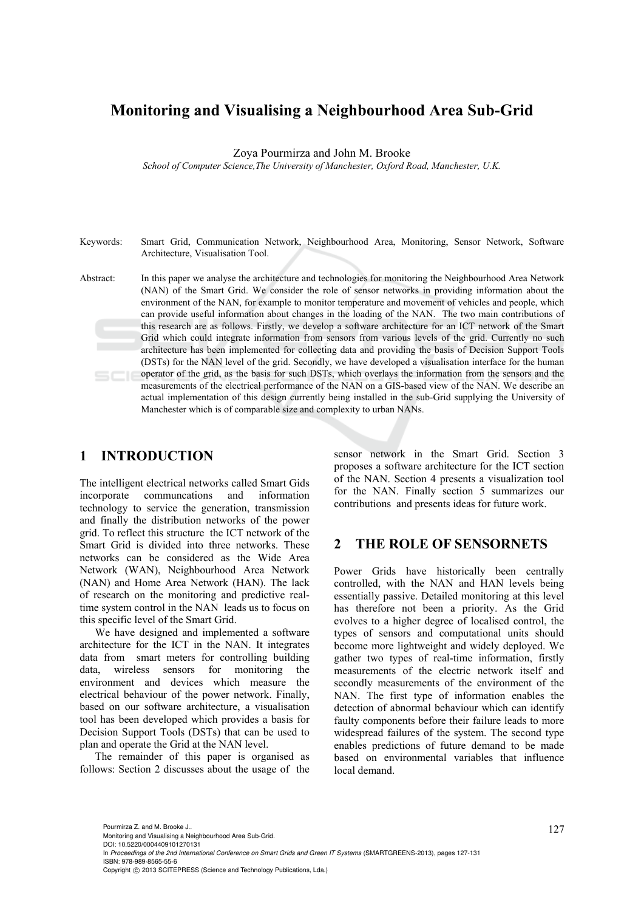# Monitoring and Visualising a Neighbourhood Area Sub-Grid

Zoya Pourmirza and John M. Brooke

*School of Computer Science,The University of Manchester, Oxford Road, Manchester, U.K.*

Keywords: Smart Grid, Communication Network, Neighbourhood Area, Monitoring, Sensor Network, Software Architecture, Visualisation Tool.

Abstract: In this paper we analyse the architecture and technologies for monitoring the Neighbourhood Area Network (NAN) of the Smart Grid. We consider the role of sensor networks in providing information about the environment of the NAN, for example to monitor temperature and movement of vehicles and people, which can provide useful information about changes in the loading of the NAN. The two main contributions of this research are as follows. Firstly, we develop a software architecture for an ICT network of the Smart Grid which could integrate information from sensors from various levels of the grid. Currently no such architecture has been implemented for collecting data and providing the basis of Decision Support Tools (DSTs) for the NAN level of the grid. Secondly, we have developed a visualisation interface for the human operator of the grid, as the basis for such DSTs, which overlays the information from the sensors and the measurements of the electrical performance of the NAN on a GIS-based view of the NAN. We describe an actual implementation of this design currently being installed in the sub-Grid supplying the University of Manchester which is of comparable size and complexity to urban NANs.

## 1 INTRODUCTION

The intelligent electrical networks called Smart Gids incorporate communcations and information technology to service the generation, transmission and finally the distribution networks of the power grid. To reflect this structure the ICT network of the Smart Grid is divided into three networks. These networks can be considered as the Wide Area Network (WAN), Neighbourhood Area Network (NAN) and Home Area Network (HAN). The lack of research on the monitoring and predictive real-time system control in the NAN leads us to focus on this specific level of the Smart Grid.

We have designed and implemented a software architecture for the ICT in the NAN. It integrates data from smart meters for controlling building data, wireless sensors for monitoring the environment and devices which measure the electrical behaviour of the power network. Finally, based on our software architecture, a visualisation tool has been developed which provides a basis for Decision Support Tools (DSTs) that can be used to plan and operate the Grid at the NAN level.

The remainder of this paper is organised as follows: Section 2 discusses about the usage of the sensor network in the Smart Grid. Section 3 proposes a software architecture for the ICT section of the NAN. Section 4 presents a visualization tool for the NAN. Finally section 5 summarizes our contributions and presents ideas for future work.

## 2 THE ROLE OF SENSORNETS

Power Grids have historically been centrally controlled, with the NAN and HAN levels being essentially passive. Detailed monitoring at this level has therefore not been a priority. As the Grid evolves to a higher degree of localised control, the types of sensors and computational units should become more lightweight and widely deployed. We gather two types of real-time information, firstly measurements of the electric network itself and secondly measurements of the environment of the NAN. The first type of information enables the detection of abnormal behaviour which can identify faulty components before their failure leads to more widespread failures of the system. The second type enables predictions of future demand to be made based on environmental variables that influence local demand.

Pourmirza Z. and M. Brooke J..
Monitoring and Visualising a Neighbourhood Area Sub-Grid.
DOI: 10.5220/0004409101270131
In *Proceedings of the 2nd International Conference on Smart Grids and Green IT Systems* (SMARTGREENS-2013), pages 127-131
ISBN: 978-989-8565-55-6
Copyright © 2013 SCITEPRESS (Science and Technology Publications, Lda.)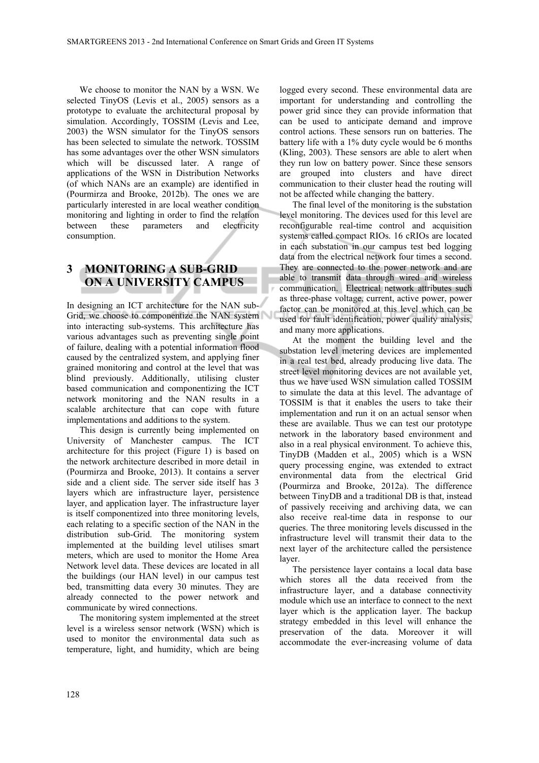We choose to monitor the NAN by a WSN. We selected TinyOS (Levis et al., 2005) sensors as a prototype to evaluate the architectural proposal by simulation. Accordingly, TOSSIM (Levis and Lee, 2003) the WSN simulator for the TinyOS sensors has been selected to simulate the network. TOSSIM has some advantages over the other WSN simulators which will be discussed later. A range of applications of the WSN in Distribution Networks (of which NANs are an example) are identified in (Pourmirza and Brooke, 2012b). The ones we are particularly interested in are local weather condition monitoring and lighting in order to find the relation between these parameters and electricity consumption.

## 3 MONITORING A SUB-GRID ON A UNIVERSITY CAMPUS

In designing an ICT architecture for the NAN sub-Grid, we choose to componentize the NAN system into interacting sub-systems. This architecture has various advantages such as preventing single point of failure, dealing with a potential information flood caused by the centralized system, and applying finer grained monitoring and control at the level that was blind previously. Additionally, utilising cluster based communication and componentizing the ICT network monitoring and the NAN results in a scalable architecture that can cope with future implementations and additions to the system.

This design is currently being implemented on University of Manchester campus. The ICT architecture for this project (Figure 1) is based on the network architecture described in more detail in (Pourmirza and Brooke, 2013). It contains a server side and a client side. The server side itself has 3 layers which are infrastructure layer, persistence layer, and application layer. The infrastructure layer is itself componentized into three monitoring levels, each relating to a specific section of the NAN in the distribution sub-Grid. The monitoring system implemented at the building level utilises smart meters, which are used to monitor the Home Area Network level data. These devices are located in all the buildings (our HAN level) in our campus test bed, transmitting data every 30 minutes. They are already connected to the power network and communicate by wired connections.

The monitoring system implemented at the street level is a wireless sensor network (WSN) which is used to monitor the environmental data such as temperature, light, and humidity, which are being logged every second. These environmental data are important for understanding and controlling the power grid since they can provide information that can be used to anticipate demand and improve control actions. These sensors run on batteries. The battery life with a 1% duty cycle would be 6 months (Kling, 2003). These sensors are able to alert when they run low on battery power. Since these sensors are grouped into clusters and have direct communication to their cluster head the routing will not be affected while changing the battery.

The final level of the monitoring is the substation level monitoring. The devices used for this level are reconfigurable real-time control and acquisition systems called compact RIOs. 16 cRIOs are located in each substation in our campus test bed logging data from the electrical network four times a second. They are connected to the power network and are able to transmit data through wired and wireless communication. Electrical network attributes such as three-phase voltage, current, active power, power factor can be monitored at this level which can be used for fault identification, power quality analysis, and many more applications.

At the moment the building level and the substation level metering devices are implemented in a real test bed, already producing live data. The street level monitoring devices are not available yet, thus we have used WSN simulation called TOSSIM to simulate the data at this level. The advantage of TOSSIM is that it enables the users to take their implementation and run it on an actual sensor when these are available. Thus we can test our prototype network in the laboratory based environment and also in a real physical environment. To achieve this, TinyDB (Madden et al., 2005) which is a WSN query processing engine, was extended to extract environmental data from the electrical Grid (Pourmirza and Brooke, 2012a). The difference between TinyDB and a traditional DB is that, instead of passively receiving and archiving data, we can also receive real-time data in response to our queries. The three monitoring levels discussed in the infrastructure level will transmit their data to the next layer of the architecture called the persistence layer.

The persistence layer contains a local data base which stores all the data received from the infrastructure layer, and a database connectivity module which use an interface to connect to the next layer which is the application layer. The backup strategy embedded in this level will enhance the preservation of the data. Moreover it will accommodate the ever-increasing volume of data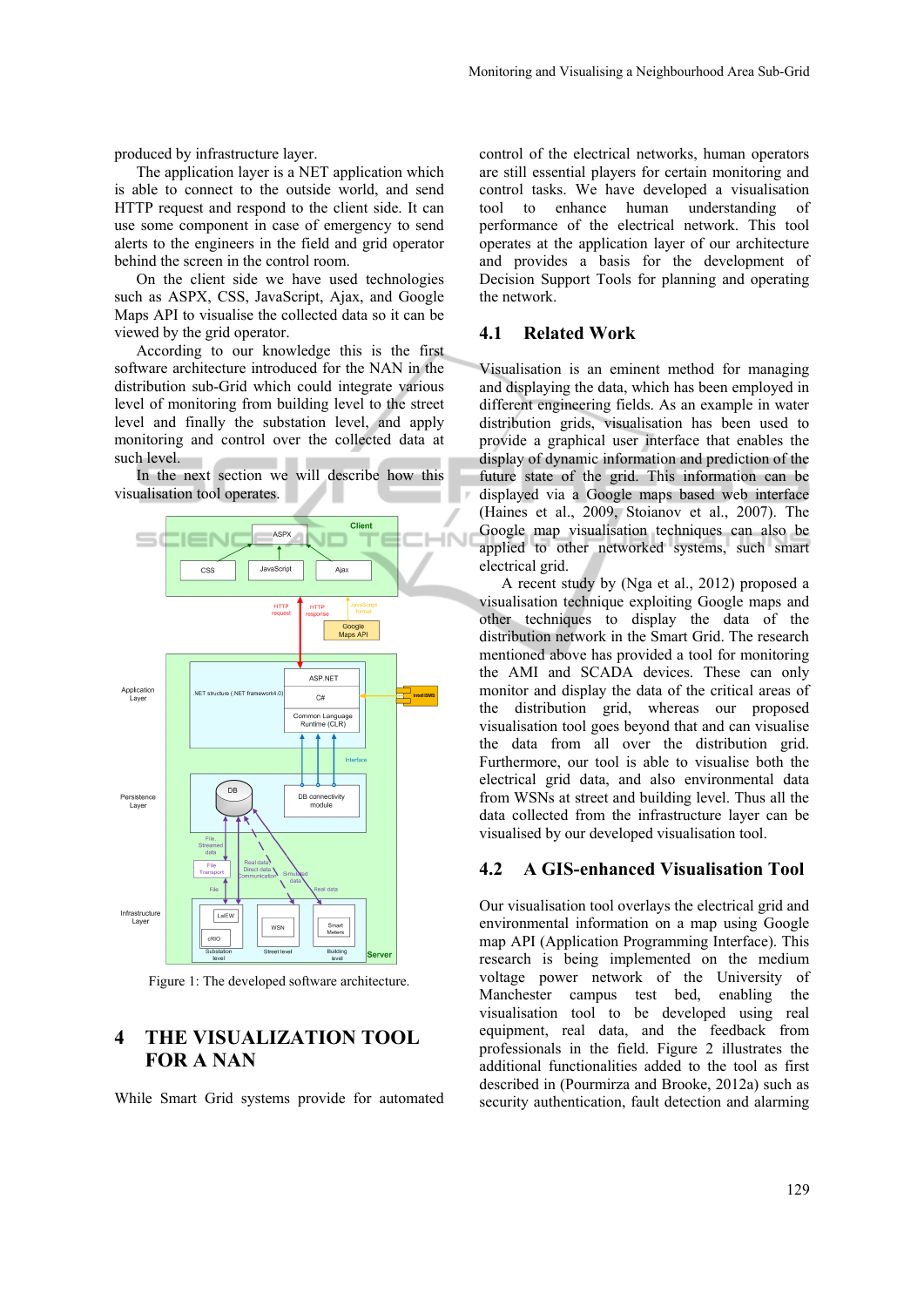produced by infrastructure layer.

The application layer is a NET application which is able to connect to the outside world, and send HTTP request and respond to the client side. It can use some component in case of emergency to send alerts to the engineers in the field and grid operator behind the screen in the control room.

On the client side we have used technologies such as ASPX, CSS, JavaScript, Ajax, and Google Maps API to visualise the collected data so it can be viewed by the grid operator.

According to our knowledge this is the first software architecture introduced for the NAN in the distribution sub-Grid which could integrate various level of monitoring from building level to the street level and finally the substation level, and apply monitoring and control over the collected data at such level.

In the next section we will describe how this visualisation tool operates.

Figure 1: The developed software architecture.

# 4 THE VISUALIZATION TOOL FOR A NAN

While Smart Grid systems provide for automated control of the electrical networks, human operators are still essential players for certain monitoring and control tasks. We have developed a visualisation tool to enhance human understanding of performance of the electrical network. This tool operates at the application layer of our architecture and provides a basis for the development of Decision Support Tools for planning and operating the network.

## 4.1 Related Work

Visualisation is an eminent method for managing and displaying the data, which has been employed in different engineering fields. As an example in water distribution grids, visualisation has been used to provide a graphical user interface that enables the display of dynamic information and prediction of the future state of the grid. This information can be displayed via a Google maps based web interface (Haines et al., 2009, Stoianov et al., 2007). The Google map visualisation techniques can also be applied to other networked systems, such smart electrical grid.

A recent study by (Nga et al., 2012) proposed a visualisation technique exploiting Google maps and other techniques to display the data of the distribution network in the Smart Grid. The research mentioned above has provided a tool for monitoring the AMI and SCADA devices. These can only monitor and display the data of the critical areas of the distribution grid, whereas our proposed visualisation tool goes beyond that and can visualise the data from all over the distribution grid. Furthermore, our tool is able to visualise both the electrical grid data, and also environmental data from WSNs at street and building level. Thus all the data collected from the infrastructure layer can be visualised by our developed visualisation tool.

## 4.2 A GIS-enhanced Visualisation Tool

Our visualisation tool overlays the electrical grid and environmental information on a map using Google map API (Application Programming Interface). This research is being implemented on the medium voltage power network of the University of Manchester campus test bed, enabling the visualisation tool to be developed using real equipment, real data, and the feedback from professionals in the field. Figure 2 illustrates the additional functionalities added to the tool as first described in (Pourmirza and Brooke, 2012a) such as security authentication, fault detection and alarming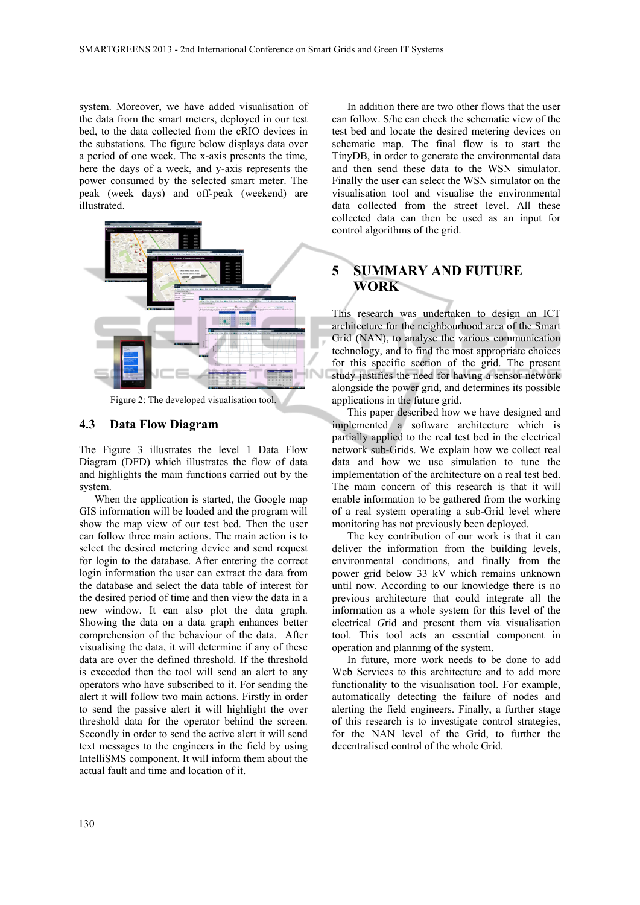system. Moreover, we have added visualisation of the data from the smart meters, deployed in our test bed, to the data collected from the cRIO devices in the substations. The figure below displays data over a period of one week. The x-axis presents the time, here the days of a week, and y-axis represents the power consumed by the selected smart meter. The peak (week days) and off-peak (weekend) are illustrated.

Figure 2: The developed visualisation tool.

### 4.3 Data Flow Diagram

The Figure 3 illustrates the level 1 Data Flow Diagram (DFD) which illustrates the flow of data and highlights the main functions carried out by the system.

When the application is started, the Google map GIS information will be loaded and the program will show the map view of our test bed. Then the user can follow three main actions. The main action is to select the desired metering device and send request for login to the database. After entering the correct login information the user can extract the data from the database and select the data table of interest for the desired period of time and then view the data in a new window. It can also plot the data graph. Showing the data on a data graph enhances better comprehension of the behaviour of the data. After visualising the data, it will determine if any of these data are over the defined threshold. If the threshold is exceeded then the tool will send an alert to any operators who have subscribed to it. For sending the alert it will follow two main actions. Firstly in order to send the passive alert it will highlight the over threshold data for the operator behind the screen. Secondly in order to send the active alert it will send text messages to the engineers in the field by using IntelliSMS component. It will inform them about the actual fault and time and location of it.

In addition there are two other flows that the user can follow. S/he can check the schematic view of the test bed and locate the desired metering devices on schematic map. The final flow is to start the TinyDB, in order to generate the environmental data and then send these data to the WSN simulator. Finally the user can select the WSN simulator on the visualisation tool and visualise the environmental data collected from the street level. All these collected data can then be used as an input for control algorithms of the grid.

## 5 SUMMARY AND FUTURE WORK

This research was undertaken to design an ICT architecture for the neighbourhood area of the Smart Grid (NAN), to analyse the various communication technology, and to find the most appropriate choices for this specific section of the grid. The present study justifies the need for having a sensor network alongside the power grid, and determines its possible applications in the future grid.

This paper described how we have designed and implemented a software architecture which is partially applied to the real test bed in the electrical network sub-Grids. We explain how we collect real data and how we use simulation to tune the implementation of the architecture on a real test bed. The main concern of this research is that it will enable information to be gathered from the working of a real system operating a sub-Grid level where monitoring has not previously been deployed.

The key contribution of our work is that it can deliver the information from the building levels, environmental conditions, and finally from the power grid below 33 kV which remains unknown until now. According to our knowledge there is no previous architecture that could integrate all the information as a whole system for this level of the electrical *G*rid and present them via visualisation tool. This tool acts an essential component in operation and planning of the system.

In future, more work needs to be done to add Web Services to this architecture and to add more functionality to the visualisation tool. For example, automatically detecting the failure of nodes and alerting the field engineers. Finally, a further stage of this research is to investigate control strategies, for the NAN level of the Grid, to further the decentralised control of the whole Grid.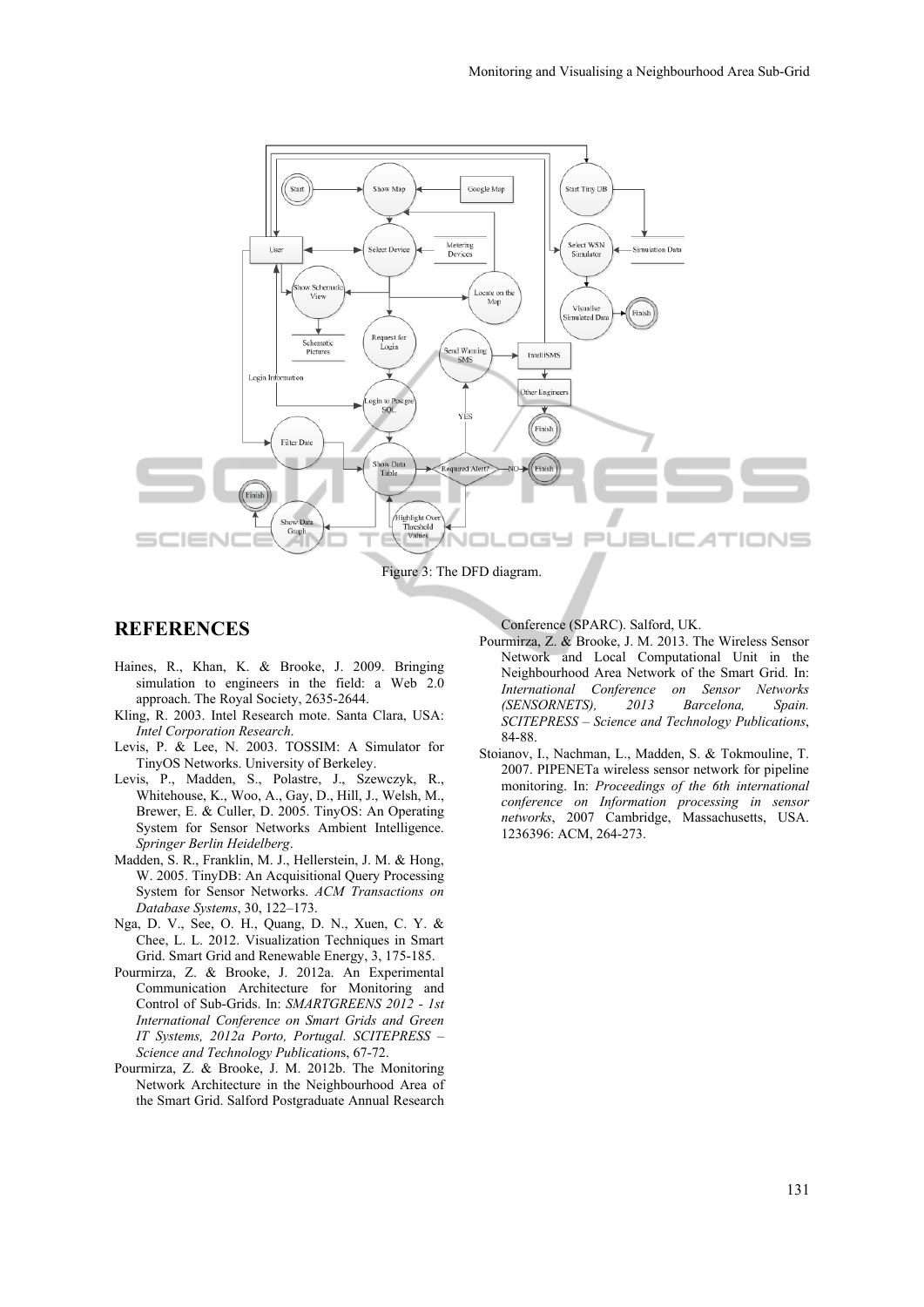Figure 3: The DFD diagram.

## REFERENCES

Haines, R., Khan, K. & Brooke, J. 2009. Bringing simulation to engineers in the field: a Web 2.0 approach. The Royal Society, 2635-2644.

Kling, R. 2003. Intel Research mote. Santa Clara, USA: *Intel Corporation Research*.

Levis, P. & Lee, N. 2003. TOSSIM: A Simulator for TinyOS Networks. University of Berkeley.

Levis, P., Madden, S., Polastre, J., Szewczyk, R., Whitehouse, K., Woo, A., Gay, D., Hill, J., Welsh, M., Brewer, E. & Culler, D. 2005. TinyOS: An Operating System for Sensor Networks Ambient Intelligence. *Springer Berlin Heidelberg*.

Madden, S. R., Franklin, M. J., Hellerstein, J. M. & Hong, W. 2005. TinyDB: An Acquisitional Query Processing System for Sensor Networks. *ACM Transactions on Database Systems*, 30, 122–173.

Nga, D. V., See, O. H., Quang, D. N., Xuen, C. Y. & Chee, L. L. 2012. Visualization Techniques in Smart Grid. Smart Grid and Renewable Energy, 3, 175-185.

Pourmirza, Z. & Brooke, J. 2012a. An Experimental Communication Architecture for Monitoring and Control of Sub-Grids. In: *SMARTGREENS 2012 - 1st International Conference on Smart Grids and Green IT Systems, 2012a Porto, Portugal. SCITEPRESS – Science and Technology Publication*s, 67-72.

Pourmirza, Z. & Brooke, J. M. 2012b. The Monitoring Network Architecture in the Neighbourhood Area of the Smart Grid. Salford Postgraduate Annual Research Conference (SPARC). Salford, UK.

Pourmirza, Z. & Brooke, J. M. 2013. The Wireless Sensor Network and Local Computational Unit in the Neighbourhood Area Network of the Smart Grid. In: *International Conference on Sensor Networks (SENSORNETS), 2013 Barcelona, Spain. SCITEPRESS – Science and Technology Publications*, 84-88.

Stoianov, I., Nachman, L., Madden, S. & Tokmouline, T. 2007. PIPENETa wireless sensor network for pipeline monitoring. In: *Proceedings of the 6th international conference on Information processing in sensor networks*, 2007 Cambridge, Massachusetts, USA. 1236396: ACM, 264-273.